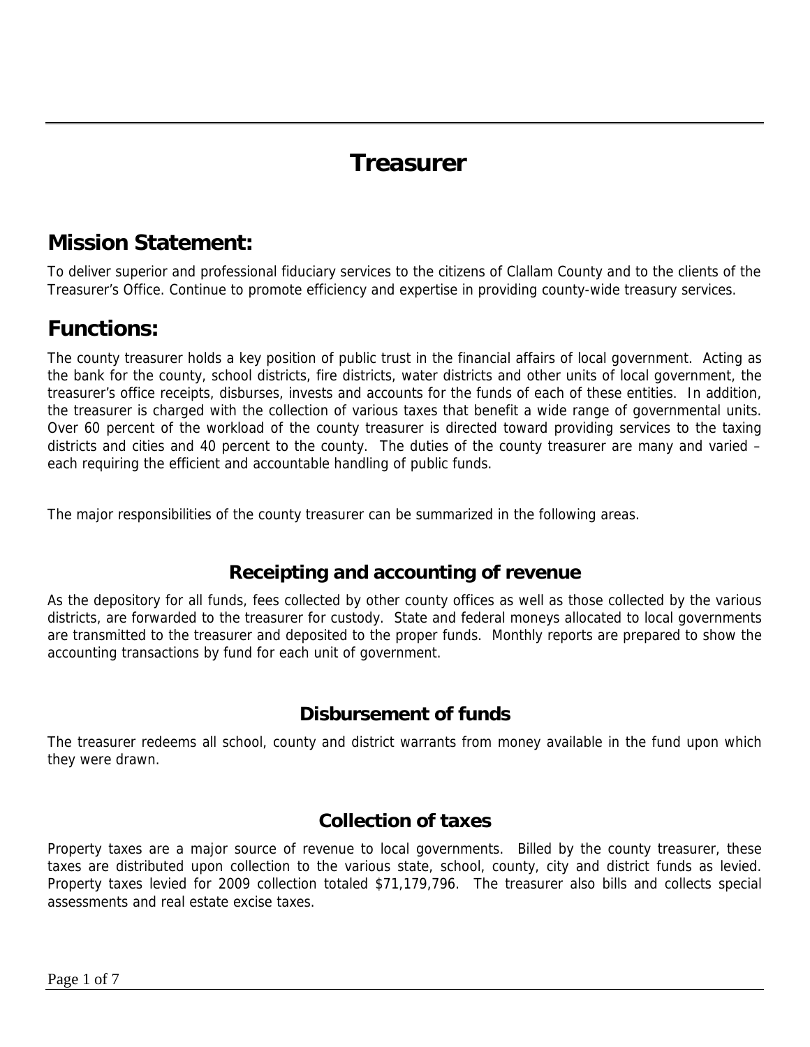# Treasurer

## Mission Statement:

To deliver superior and professional fiduciary services to the citizens of Clallam County and to the clients of the Treasurer's Office. Continue to promote efficiency and expertise in providing county-wide treasury services.

## Functions:

The county treasurer holds a key position of public trust in the financial affairs of local government. Acting as the bank for the county, school districts, fire districts, water districts and other units of local government, the treasurer's office receipts, disburses, invests and accounts for the funds of each of these entities. In addition, the treasurer is charged with the collection of various taxes that benefit a wide range of governmental units. Over 60 percent of the workload of the county treasurer is directed toward providing services to the taxing districts and cities and 40 percent to the county. The duties of the county treasurer are many and varied – each requiring the efficient and accountable handling of public funds.

The major responsibilities of the county treasurer can be summarized in the following areas.

### Receipting and accounting of revenue

As the depository for all funds, fees collected by other county offices as well as those collected by the various districts, are forwarded to the treasurer for custody. State and federal moneys allocated to local governments are transmitted to the treasurer and deposited to the proper funds. Monthly reports are prepared to show the accounting transactions by fund for each unit of government.

### Disbursement of funds

The treasurer redeems all school, county and district warrants from money available in the fund upon which they were drawn.

### Collection of taxes

Property taxes are a major source of revenue to local governments. Billed by the county treasurer, these taxes are distributed upon collection to the various state, school, county, city and district funds as levied. Property taxes levied for 2009 collection totaled $71,179,796. The treasurer also bills and collects special assessments and real estate excise taxes.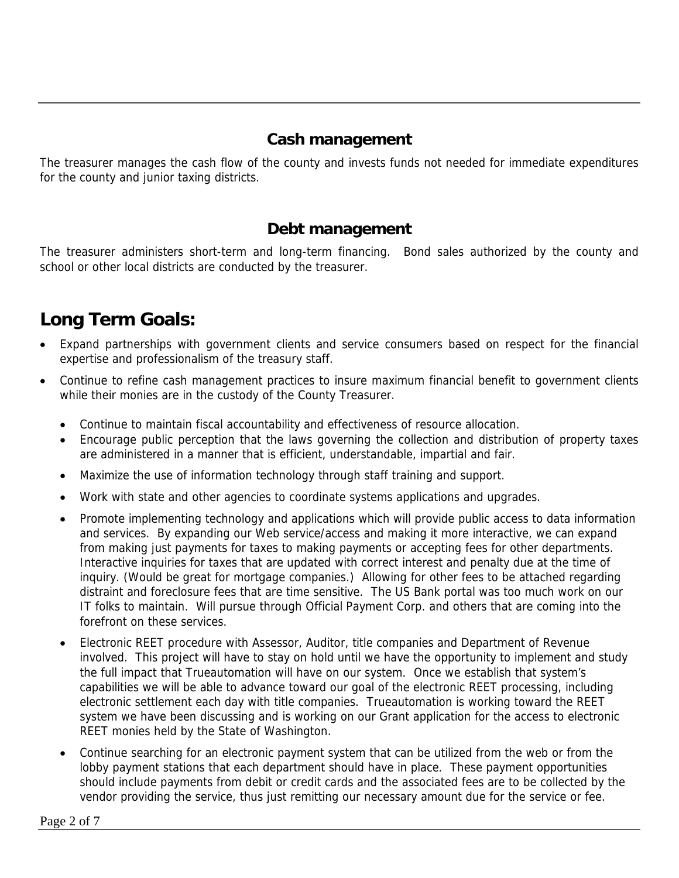### Cash management

The treasurer manages the cash flow of the county and invests funds not needed for immediate expenditures for the county and junior taxing districts.

### Debt management

The treasurer administers short-term and long-term financing. Bond sales authorized by the county and school or other local districts are conducted by the treasurer.

## Long Term Goals:

- Expand partnerships with government clients and service consumers based on respect for the financial expertise and professionalism of the treasury staff.
- Continue to refine cash management practices to insure maximum financial benefit to government clients while their monies are in the custody of the County Treasurer.
  - Continue to maintain fiscal accountability and effectiveness of resource allocation.
  - Encourage public perception that the laws governing the collection and distribution of property taxes are administered in a manner that is efficient, understandable, impartial and fair.
  - Maximize the use of information technology through staff training and support.
  - Work with state and other agencies to coordinate systems applications and upgrades.
  - Promote implementing technology and applications which will provide public access to data information and services. By expanding our Web service/access and making it more interactive, we can expand from making just payments for taxes to making payments or accepting fees for other departments. Interactive inquiries for taxes that are updated with correct interest and penalty due at the time of inquiry. (Would be great for mortgage companies.) Allowing for other fees to be attached regarding distraint and foreclosure fees that are time sensitive. The US Bank portal was too much work on our IT folks to maintain. Will pursue through Official Payment Corp. and others that are coming into the forefront on these services.
  - Electronic REET procedure with Assessor, Auditor, title companies and Department of Revenue involved. This project will have to stay on hold until we have the opportunity to implement and study the full impact that Trueautomation will have on our system. Once we establish that system's capabilities we will be able to advance toward our goal of the electronic REET processing, including electronic settlement each day with title companies. Trueautomation is working toward the REET system we have been discussing and is working on our Grant application for the access to electronic REET monies held by the State of Washington.
  - Continue searching for an electronic payment system that can be utilized from the web or from the lobby payment stations that each department should have in place. These payment opportunities should include payments from debit or credit cards and the associated fees are to be collected by the vendor providing the service, thus just remitting our necessary amount due for the service or fee.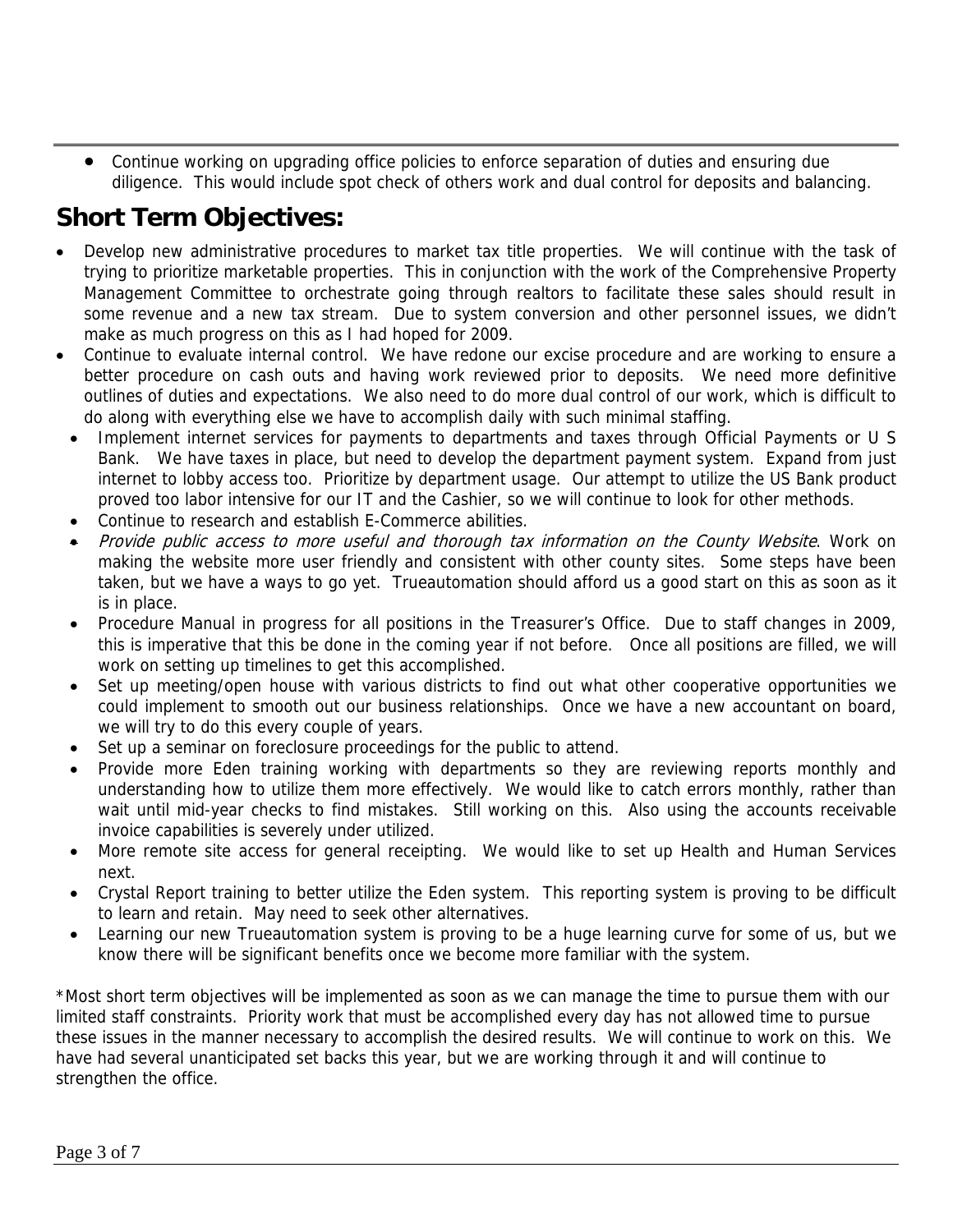- Continue working on upgrading office policies to enforce separation of duties and ensuring due diligence. This would include spot check of others work and dual control for deposits and balancing.

## Short Term Objectives:

- Develop new administrative procedures to market tax title properties. We will continue with the task of trying to prioritize marketable properties. This in conjunction with the work of the Comprehensive Property Management Committee to orchestrate going through realtors to facilitate these sales should result in some revenue and a new tax stream. Due to system conversion and other personnel issues, we didn't make as much progress on this as I had hoped for 2009.
- Continue to evaluate internal control. We have redone our excise procedure and are working to ensure a better procedure on cash outs and having work reviewed prior to deposits. We need more definitive outlines of duties and expectations. We also need to do more dual control of our work, which is difficult to do along with everything else we have to accomplish daily with such minimal staffing.
- Implement internet services for payments to departments and taxes through Official Payments or U S Bank. We have taxes in place, but need to develop the department payment system. Expand from just internet to lobby access too. Prioritize by department usage. Our attempt to utilize the US Bank product proved too labor intensive for our IT and the Cashier, so we will continue to look for other methods.
- Continue to research and establish E-Commerce abilities.
- *Provide public access to more useful and thorough tax information on the County Website*. Work on making the website more user friendly and consistent with other county sites. Some steps have been taken, but we have a ways to go yet. Trueautomation should afford us a good start on this as soon as it is in place.
- Procedure Manual in progress for all positions in the Treasurer's Office. Due to staff changes in 2009, this is imperative that this be done in the coming year if not before. Once all positions are filled, we will work on setting up timelines to get this accomplished.
- Set up meeting/open house with various districts to find out what other cooperative opportunities we could implement to smooth out our business relationships. Once we have a new accountant on board, we will try to do this every couple of years.
- Set up a seminar on foreclosure proceedings for the public to attend.
- Provide more Eden training working with departments so they are reviewing reports monthly and understanding how to utilize them more effectively. We would like to catch errors monthly, rather than wait until mid-year checks to find mistakes. Still working on this. Also using the accounts receivable invoice capabilities is severely under utilized.
- More remote site access for general receipting. We would like to set up Health and Human Services next.
- Crystal Report training to better utilize the Eden system. This reporting system is proving to be difficult to learn and retain. May need to seek other alternatives.
- Learning our new Trueautomation system is proving to be a huge learning curve for some of us, but we know there will be significant benefits once we become more familiar with the system.

*Most short term objectives will be implemented as soon as we can manage the time to pursue them with our limited staff constraints. Priority work that must be accomplished every day has not allowed time to pursue these issues in the manner necessary to accomplish the desired results. We will continue to work on this. We have had several unanticipated set backs this year, but we are working through it and will continue to strengthen the office.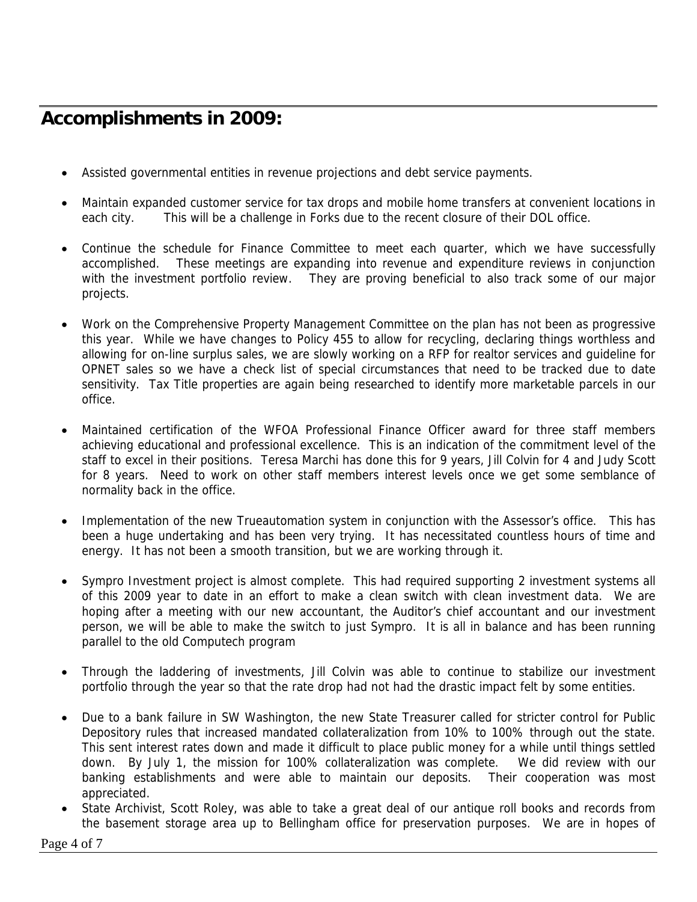## Accomplishments in 2009:

- Assisted governmental entities in revenue projections and debt service payments.
- Maintain expanded customer service for tax drops and mobile home transfers at convenient locations in each city. This will be a challenge in Forks due to the recent closure of their DOL office.
- Continue the schedule for Finance Committee to meet each quarter, which we have successfully accomplished. These meetings are expanding into revenue and expenditure reviews in conjunction with the investment portfolio review. They are proving beneficial to also track some of our major projects.
- Work on the Comprehensive Property Management Committee on the plan has not been as progressive this year. While we have changes to Policy 455 to allow for recycling, declaring things worthless and allowing for on-line surplus sales, we are slowly working on a RFP for realtor services and guideline for OPNET sales so we have a check list of special circumstances that need to be tracked due to date sensitivity. Tax Title properties are again being researched to identify more marketable parcels in our office.
- Maintained certification of the WFOA Professional Finance Officer award for three staff members achieving educational and professional excellence. This is an indication of the commitment level of the staff to excel in their positions. Teresa Marchi has done this for 9 years, Jill Colvin for 4 and Judy Scott for 8 years. Need to work on other staff members interest levels once we get some semblance of normality back in the office.
- Implementation of the new Trueautomation system in conjunction with the Assessor's office. This has been a huge undertaking and has been very trying. It has necessitated countless hours of time and energy. It has not been a smooth transition, but we are working through it.
- Sympro Investment project is almost complete. This had required supporting 2 investment systems all of this 2009 year to date in an effort to make a clean switch with clean investment data. We are hoping after a meeting with our new accountant, the Auditor's chief accountant and our investment person, we will be able to make the switch to just Sympro. It is all in balance and has been running parallel to the old Computech program
- Through the laddering of investments, Jill Colvin was able to continue to stabilize our investment portfolio through the year so that the rate drop had not had the drastic impact felt by some entities.
- Due to a bank failure in SW Washington, the new State Treasurer called for stricter control for Public Depository rules that increased mandated collateralization from 10% to 100% through out the state. This sent interest rates down and made it difficult to place public money for a while until things settled down. By July 1, the mission for 100% collateralization was complete. We did review with our banking establishments and were able to maintain our deposits. Their cooperation was most appreciated.
- State Archivist, Scott Roley, was able to take a great deal of our antique roll books and records from the basement storage area up to Bellingham office for preservation purposes. We are in hopes of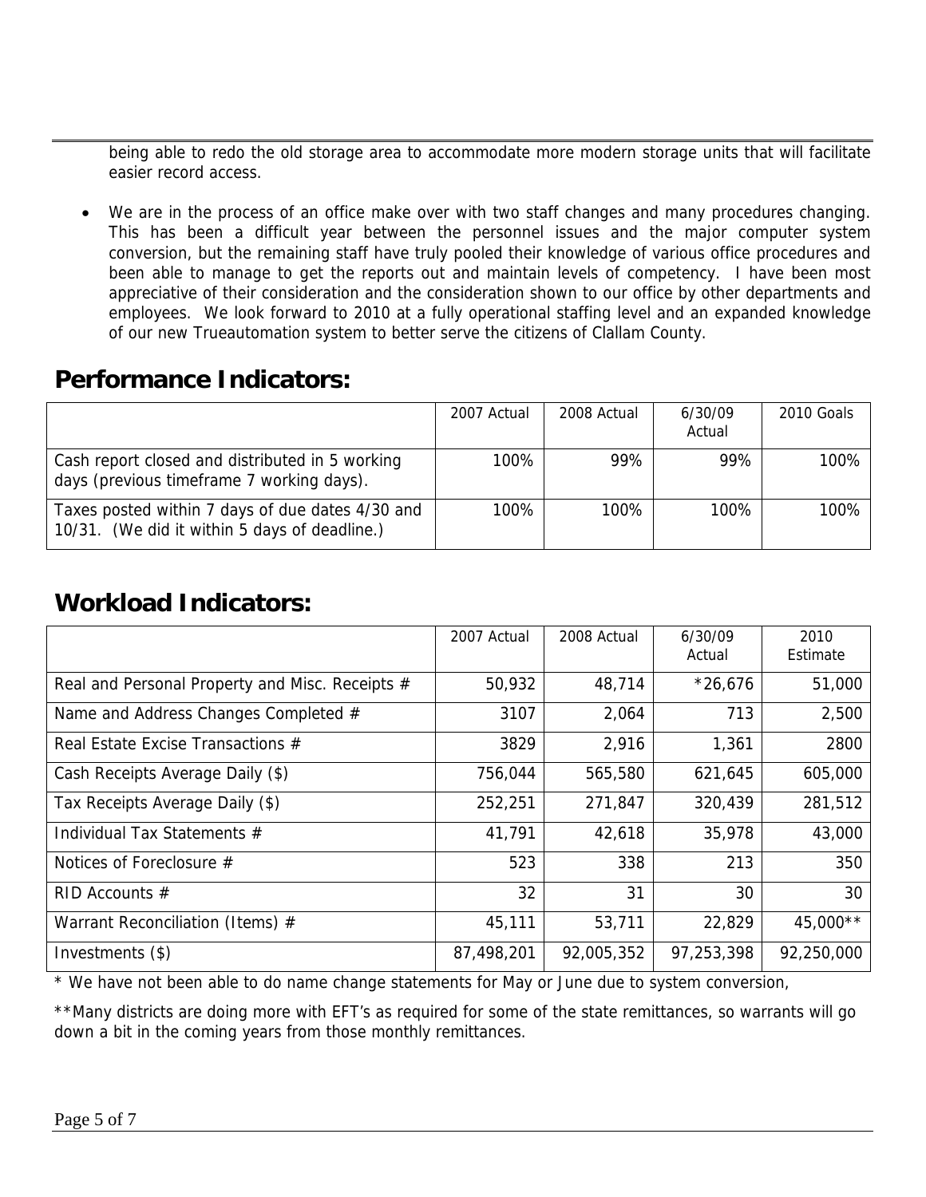being able to redo the old storage area to accommodate more modern storage units that will facilitate easier record access.

- We are in the process of an office make over with two staff changes and many procedures changing. This has been a difficult year between the personnel issues and the major computer system conversion, but the remaining staff have truly pooled their knowledge of various office procedures and been able to manage to get the reports out and maintain levels of competency. I have been most appreciative of their consideration and the consideration shown to our office by other departments and employees. We look forward to 2010 at a fully operational staffing level and an expanded knowledge of our new Trueautomation system to better serve the citizens of Clallam County.

## Performance Indicators:

| | 2007 Actual | 2008 Actual | 6/30/09 Actual | 2010 Goals |
|---|---|---|---|---|
| Cash report closed and distributed in 5 working days (previous timeframe 7 working days). | 100% | 99% | 99% | 100% |
| Taxes posted within 7 days of due dates 4/30 and 10/31. (We did it within 5 days of deadline.) | 100% | 100% | 100% | 100% |

## Workload Indicators:

| | 2007 Actual | 2008 Actual | 6/30/09 Actual | 2010 Estimate |
|---|---|---|---|---|
| Real and Personal Property and Misc. Receipts # | 50,932 | 48,714 | *26,676 | 51,000 |
| Name and Address Changes Completed # | 3107 | 2,064 | 713 | 2,500 |
| Real Estate Excise Transactions # | 3829 | 2,916 | 1,361 | 2800 |
| Cash Receipts Average Daily ($) | 756,044 | 565,580 | 621,645 | 605,000 |
| Tax Receipts Average Daily ($) | 252,251 | 271,847 | 320,439 | 281,512 |
| Individual Tax Statements # | 41,791 | 42,618 | 35,978 | 43,000 |
| Notices of Foreclosure # | 523 | 338 | 213 | 350 |
| RID Accounts # | 32 | 31 | 30 | 30 |
| Warrant Reconciliation (Items) # | 45,111 | 53,711 | 22,829 | 45,000** |
| Investments ($) | 87,498,201 | 92,005,352 | 97,253,398 | 92,250,000 |

* We have not been able to do name change statements for May or June due to system conversion,

**Many districts are doing more with EFT's as required for some of the state remittances, so warrants will go down a bit in the coming years from those monthly remittances.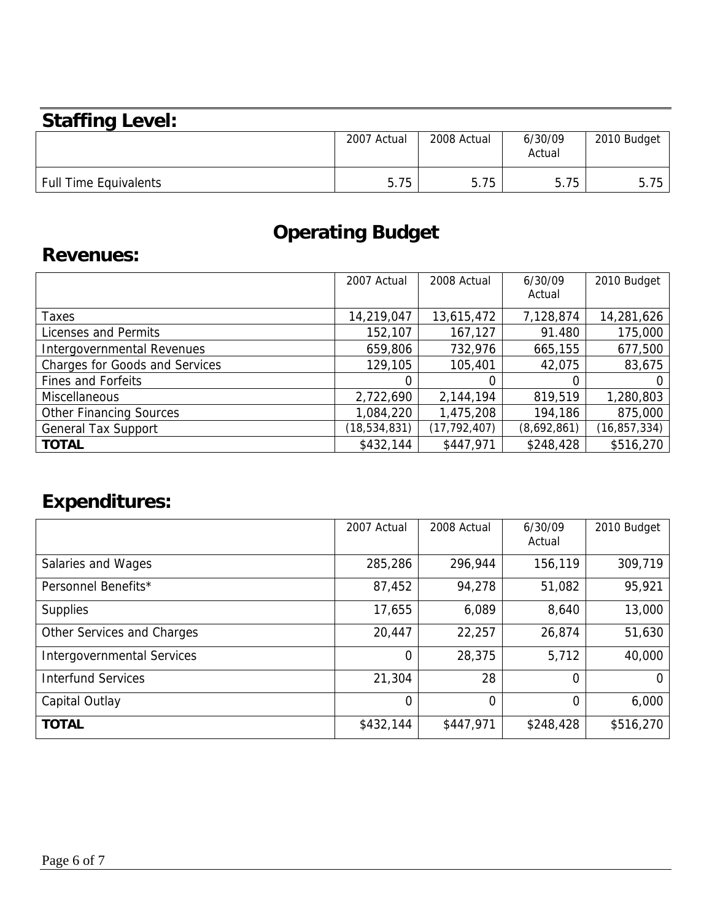## Staffing Level:

| | 2007 Actual | 2008 Actual | 6/30/09 Actual | 2010 Budget |
|---|---|---|---|---|
| Full Time Equivalents | 5.75 | 5.75 | 5.75 | 5.75 |

# Operating Budget

## Revenues:

| | 2007 Actual | 2008 Actual | 6/30/09 Actual | 2010 Budget |
|---|---|---|---|---|
| Taxes | 14,219,047 | 13,615,472 | 7,128,874 | 14,281,626 |
| Licenses and Permits | 152,107 | 167,127 | 91.480 | 175,000 |
| Intergovernmental Revenues | 659,806 | 732,976 | 665,155 | 677,500 |
| Charges for Goods and Services | 129,105 | 105,401 | 42,075 | 83,675 |
| Fines and Forfeits | 0 | 0 | 0 | 0 |
| Miscellaneous | 2,722,690 | 2,144,194 | 819,519 | 1,280,803 |
| Other Financing Sources | 1,084,220 | 1,475,208 | 194,186 | 875,000 |
| General Tax Support | (18,534,831) | (17,792,407) | (8,692,861) | (16,857,334) |
| **TOTAL** | $432,144 | $447,971 | $248,428 | $516,270 |

## Expenditures:

| | 2007 Actual | 2008 Actual | 6/30/09 Actual | 2010 Budget |
|---|---|---|---|---|
| Salaries and Wages | 285,286 | 296,944 | 156,119 | 309,719 |
| Personnel Benefits* | 87,452 | 94,278 | 51,082 | 95,921 |
| Supplies | 17,655 | 6,089 | 8,640 | 13,000 |
| Other Services and Charges | 20,447 | 22,257 | 26,874 | 51,630 |
| Intergovernmental Services | 0 | 28,375 | 5,712 | 40,000 |
| Interfund Services | 21,304 | 28 | 0 | 0 |
| Capital Outlay | 0 | 0 | 0 | 6,000 |
| **TOTAL** | $432,144 | $447,971 | $248,428 | $516,270 |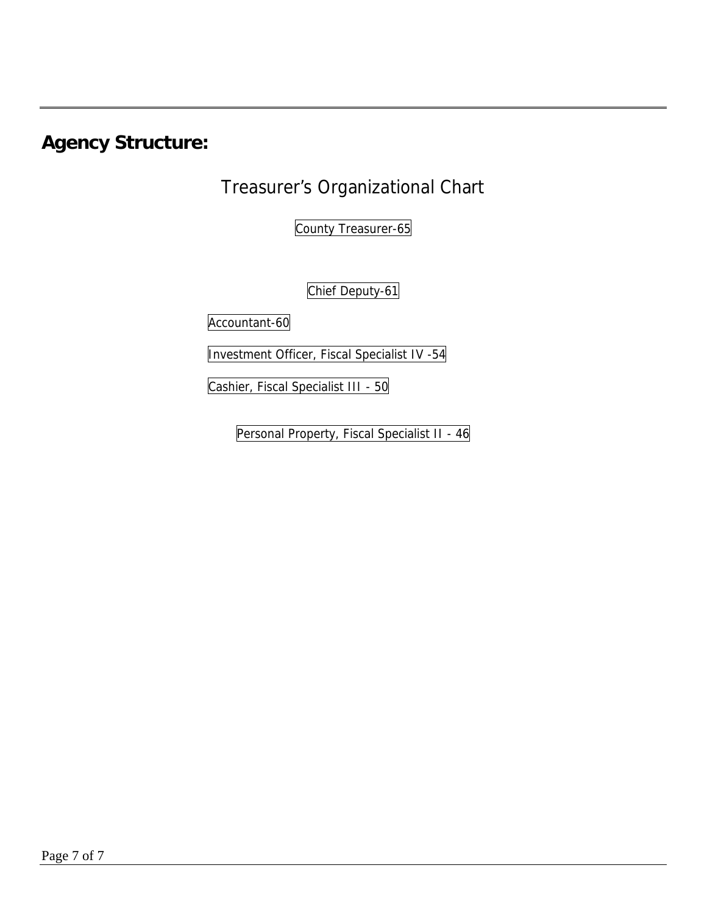## Agency Structure:

### Treasurer's Organizational Chart

County Treasurer-65

Chief Deputy-61

Accountant-60

Investment Officer, Fiscal Specialist IV -54

Cashier, Fiscal Specialist III - 50

Personal Property, Fiscal Specialist II - 46